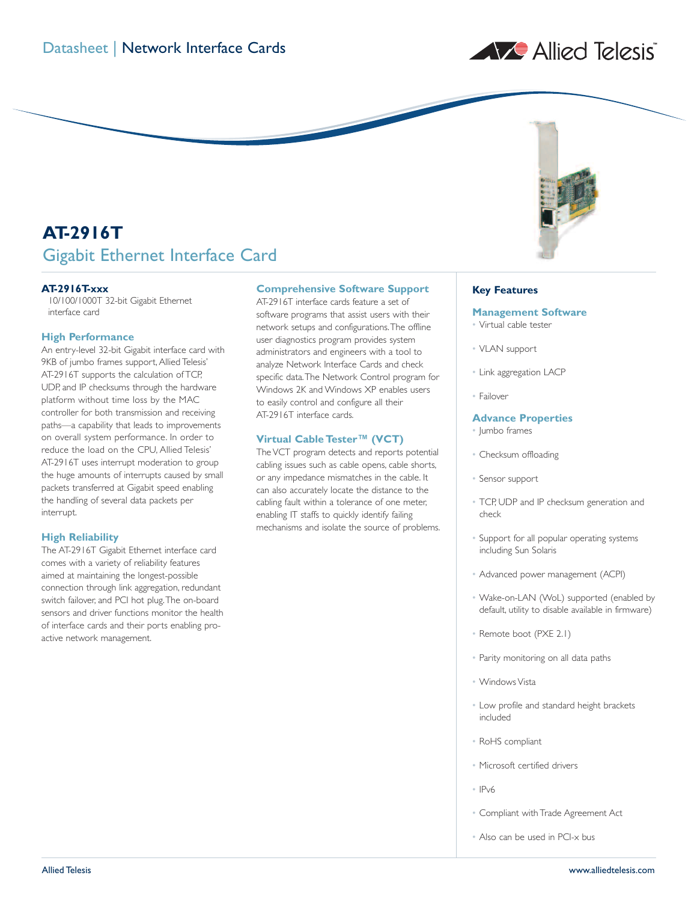Datasheet | Network Interface Cards

# AT-2916T

## Gigabit Ethernet Interface Card

**AT-2916T-xxx**
10/100/1000T 32-bit Gigabit Ethernet interface card

### High Performance

An entry-level 32-bit Gigabit interface card with 9KB of jumbo frames support, Allied Telesis' AT-2916T supports the calculation of TCP, UDP, and IP checksums through the hardware platform without time loss by the MAC controller for both transmission and receiving paths—a capability that leads to improvements on overall system performance. In order to reduce the load on the CPU, Allied Telesis' AT-2916T uses interrupt moderation to group the huge amounts of interrupts caused by small packets transferred at Gigabit speed enabling the handling of several data packets per interrupt.

### High Reliability

The AT-2916T Gigabit Ethernet interface card comes with a variety of reliability features aimed at maintaining the longest-possible connection through link aggregation, redundant switch failover, and PCI hot plug. The on-board sensors and driver functions monitor the health of interface cards and their ports enabling pro-active network management.

### Comprehensive Software Support

AT-2916T interface cards feature a set of software programs that assist users with their network setups and configurations. The offline user diagnostics program provides system administrators and engineers with a tool to analyze Network Interface Cards and check specific data. The Network Control program for Windows 2K and Windows XP enables users to easily control and configure all their AT-2916T interface cards.

### Virtual Cable Tester™ (VCT)

The VCT program detects and reports potential cabling issues such as cable opens, cable shorts, or any impedance mismatches in the cable. It can also accurately locate the distance to the cabling fault within a tolerance of one meter, enabling IT staffs to quickly identify failing mechanisms and isolate the source of problems.

## Key Features

### Management Software

- Virtual cable tester
- VLAN support
- Link aggregation LACP
- Failover

### Advance Properties

- Jumbo frames
- Checksum offloading
- Sensor support
- TCP, UDP and IP checksum generation and check
- Support for all popular operating systems including Sun Solaris
- Advanced power management (ACPI)
- Wake-on-LAN (WoL) supported (enabled by default, utility to disable available in firmware)
- Remote boot (PXE 2.1)
- Parity monitoring on all data paths
- Windows Vista
- Low profile and standard height brackets included
- RoHS compliant
- Microsoft certified drivers
- IPv6
- Compliant with Trade Agreement Act
- Also can be used in PCI-x bus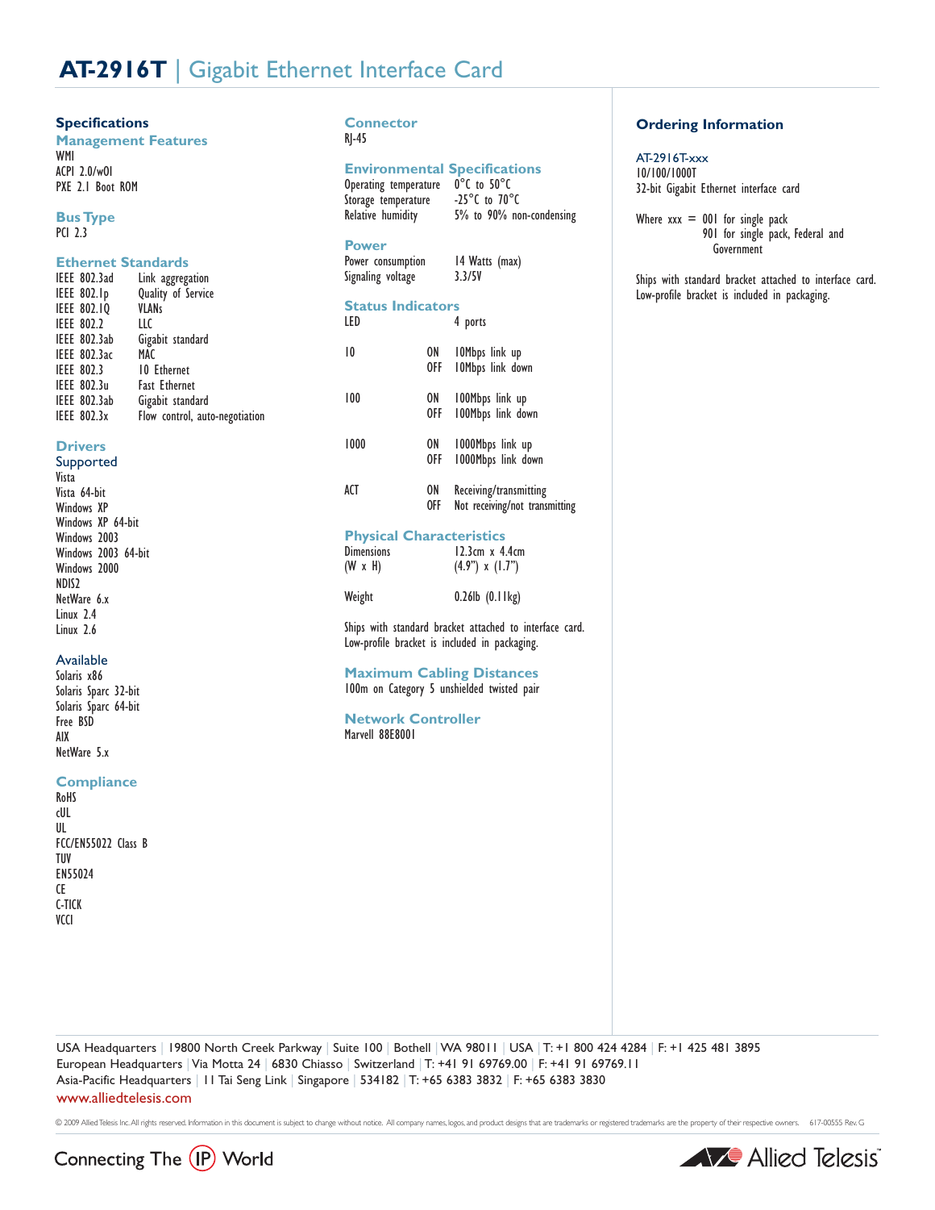# AT-2916T | Gigabit Ethernet Interface Card

## Specifications

### Management Features

WMI
ACPI 2.0/w0l
PXE 2.1 Boot ROM

### Bus Type

PCI 2.3

### Ethernet Standards

| | |
|---|---|
| IEEE 802.3ad | Link aggregation |
| IEEE 802.1p | Quality of Service |
| IEEE 802.1Q | VLANs |
| IEEE 802.2 | LLC |
| IEEE 802.3ab | Gigabit standard |
| IEEE 802.3ac | MAC |
| IEEE 802.3 | 10 Ethernet |
| IEEE 802.3u | Fast Ethernet |
| IEEE 802.3ab | Gigabit standard |
| IEEE 802.3x | Flow control, auto-negotiation |

### Drivers

**Supported**

Vista
Vista 64-bit
Windows XP
Windows XP 64-bit
Windows 2003
Windows 2003 64-bit
Windows 2000
NDIS2
NetWare 6.x
Linux 2.4
Linux 2.6

**Available**

Solaris x86
Solaris Sparc 32-bit
Solaris Sparc 64-bit
Free BSD
AIX
NetWare 5.x

### Compliance

RoHS
cUL
UL
FCC/EN55022 Class B
TUV
EN55024
CE
C-TICK
VCCI

### Connector

RJ-45

### Environmental Specifications

| | |
|---|---|
| Operating temperature | 0°C to 50°C |
| Storage temperature | -25°C to 70°C |
| Relative humidity | 5% to 90% non-condensing |

### Power

| | |
|---|---|
| Power consumption | 14 Watts (max) |
| Signaling voltage | 3.3/5V |

### Status Indicators

| | | |
|---|---|---|
| LED | | 4 ports |
| 10 | ON | 10Mbps link up |
| | OFF | 10Mbps link down |
| 100 | ON | 100Mbps link up |
| | OFF | 100Mbps link down |
| 1000 | ON | 1000Mbps link up |
| | OFF | 1000Mbps link down |
| ACT | ON | Receiving/transmitting |
| | OFF | Not receiving/not transmitting |

### Physical Characteristics

| | |
|---|---|
| Dimensions (W x H) | 12.3cm x 4.4cm (4.9") x (1.7") |
| Weight | 0.26lb (0.11kg) |

Ships with standard bracket attached to interface card. Low-profile bracket is included in packaging.

### Maximum Cabling Distances

100m on Category 5 unshielded twisted pair

### Network Controller

Marvell 88E8001

## Ordering Information

**AT-2916T-xxx**
10/100/1000T
32-bit Gigabit Ethernet interface card

Where xxx = 001 for single pack
901 for single pack, Federal and Government

Ships with standard bracket attached to interface card. Low-profile bracket is included in packaging.

USA Headquarters | 19800 North Creek Parkway | Suite 100 | Bothell | WA 98011 | USA | T: +1 800 424 4284 | F: +1 425 481 3895
European Headquarters | Via Motta 24 | 6830 Chiasso | Switzerland | T: +41 91 69769.00 | F: +41 91 69769.11
Asia-Pacific Headquarters | 11 Tai Seng Link | Singapore | 534182 | T: +65 6383 3832 | F: +65 6383 3830
www.alliedtelesis.com

© 2009 Allied Telesis Inc. All rights reserved. Information in this document is subject to change without notice. All company names, logos, and product designs that are trademarks or registered trademarks are the property of their respective owners. 617-00555 Rev. G

Connecting The IP World

Allied Telesis